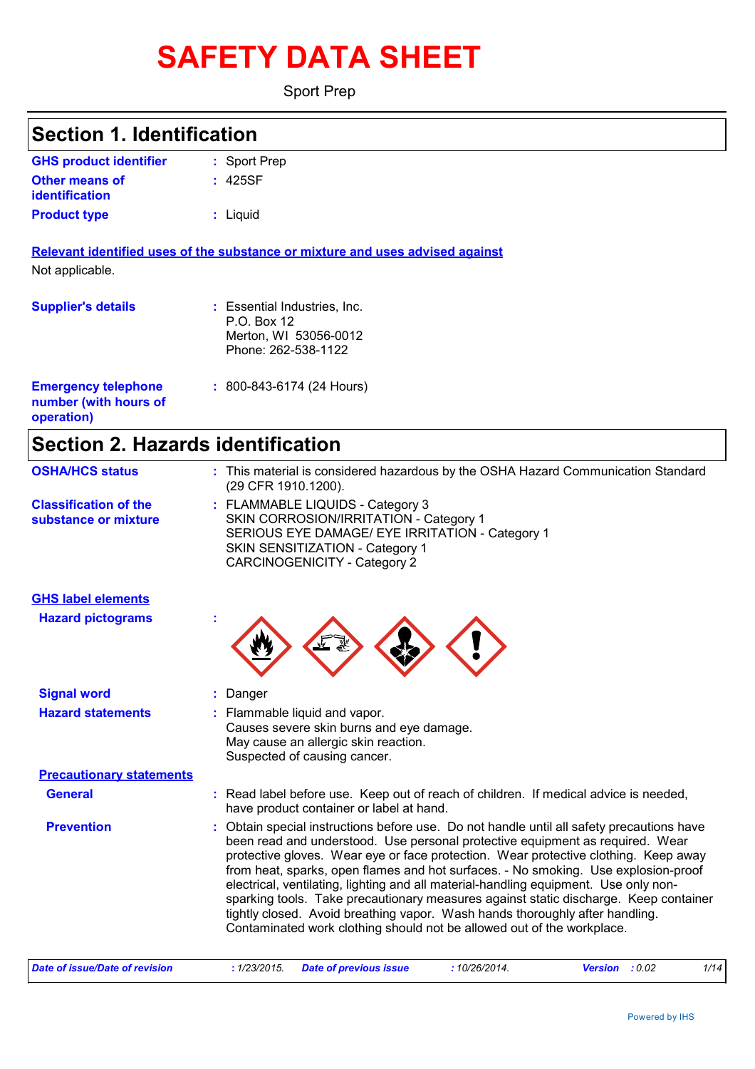# SAFETY DATA SHEET

Sport Prep

## Section 1. Identification

**GHS product identifier** : Sport Prep

**Other means of identification** : 425SF

**Product type** : Liquid

**Relevant identified uses of the substance or mixture and uses advised against**

Not applicable.

**Supplier's details** : Essential Industries, Inc.
P.O. Box 12
Merton, WI 53056-0012
Phone: 262-538-1122

**Emergency telephone number (with hours of operation)** : 800-843-6174 (24 Hours)

## Section 2. Hazards identification

**OSHA/HCS status** : This material is considered hazardous by the OSHA Hazard Communication Standard (29 CFR 1910.1200).

**Classification of the substance or mixture** : FLAMMABLE LIQUIDS - Category 3
SKIN CORROSION/IRRITATION - Category 1
SERIOUS EYE DAMAGE/ EYE IRRITATION - Category 1
SKIN SENSITIZATION - Category 1
CARCINOGENICITY - Category 2

**GHS label elements**

**Hazard pictograms** :

**Signal word** : Danger

**Hazard statements** : Flammable liquid and vapor.
Causes severe skin burns and eye damage.
May cause an allergic skin reaction.
Suspected of causing cancer.

**Precautionary statements**

**General** : Read label before use. Keep out of reach of children. If medical advice is needed, have product container or label at hand.

**Prevention** : Obtain special instructions before use. Do not handle until all safety precautions have been read and understood. Use personal protective equipment as required. Wear protective gloves. Wear eye or face protection. Wear protective clothing. Keep away from heat, sparks, open flames and hot surfaces. - No smoking. Use explosion-proof electrical, ventilating, lighting and all material-handling equipment. Use only non-sparking tools. Take precautionary measures against static discharge. Keep container tightly closed. Avoid breathing vapor. Wash hands thoroughly after handling. Contaminated work clothing should not be allowed out of the workplace.

*Date of issue/Date of revision* : 1/23/2015. *Date of previous issue* : 10/26/2014. *Version* : 0.02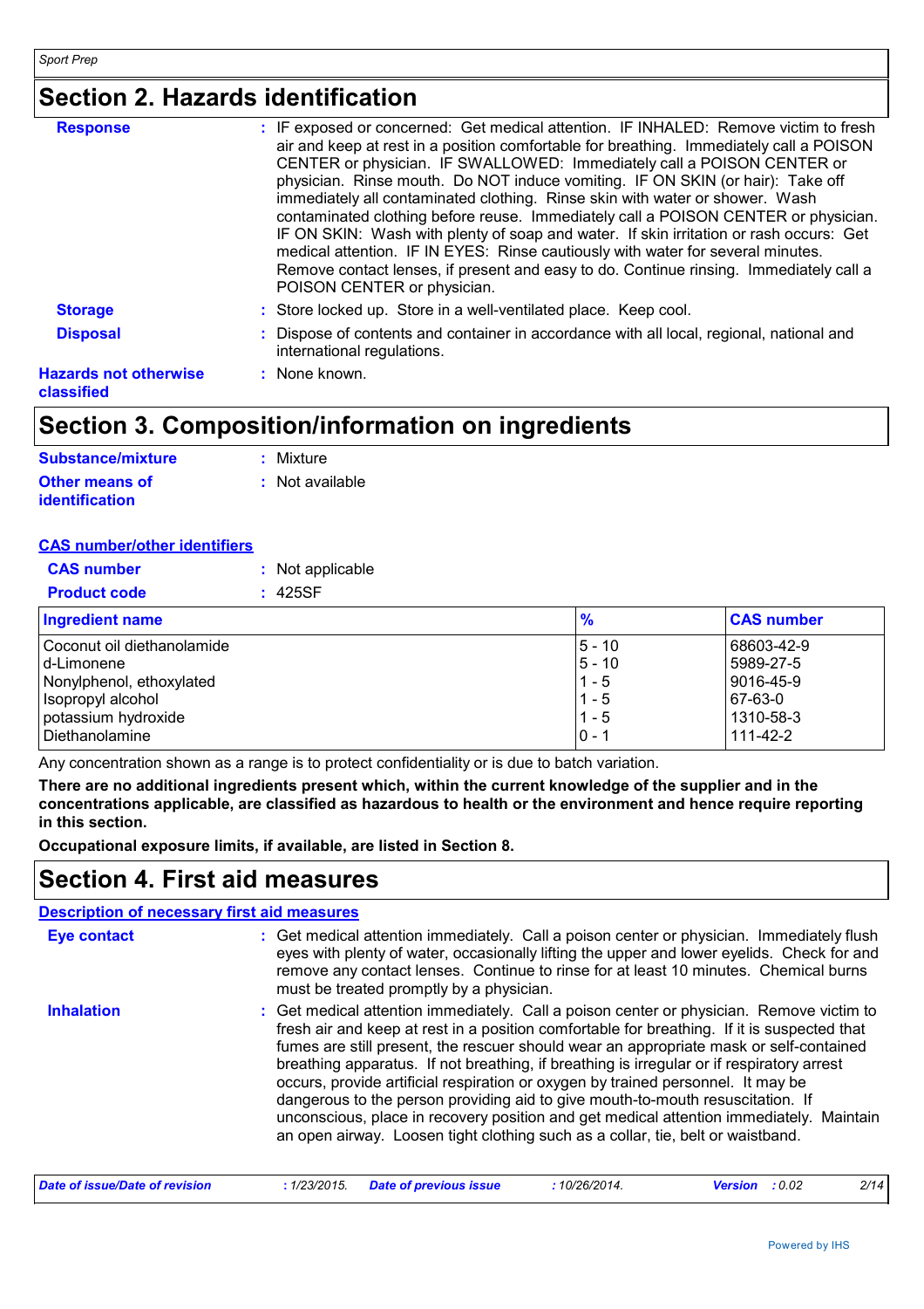## Section 2. Hazards identification

**Response** : IF exposed or concerned: Get medical attention. IF INHALED: Remove victim to fresh air and keep at rest in a position comfortable for breathing. Immediately call a POISON CENTER or physician. IF SWALLOWED: Immediately call a POISON CENTER or physician. Rinse mouth. Do NOT induce vomiting. IF ON SKIN (or hair): Take off immediately all contaminated clothing. Rinse skin with water or shower. Wash contaminated clothing before reuse. Immediately call a POISON CENTER or physician. IF ON SKIN: Wash with plenty of soap and water. If skin irritation or rash occurs: Get medical attention. IF IN EYES: Rinse cautiously with water for several minutes. Remove contact lenses, if present and easy to do. Continue rinsing. Immediately call a POISON CENTER or physician.

**Storage** : Store locked up. Store in a well-ventilated place. Keep cool.

**Disposal** : Dispose of contents and container in accordance with all local, regional, national and international regulations.

**Hazards not otherwise classified** : None known.

## Section 3. Composition/information on ingredients

**Substance/mixture** : Mixture

**Other means of identification** : Not available

### CAS number/other identifiers

**CAS number** : Not applicable

**Product code** : 425SF

| Ingredient name | % | CAS number |
|---|---|---|
| Coconut oil diethanolamide | 5 - 10 | 68603-42-9 |
| d-Limonene | 5 - 10 | 5989-27-5 |
| Nonylphenol, ethoxylated | 1 - 5 | 9016-45-9 |
| Isopropyl alcohol | 1 - 5 | 67-63-0 |
| potassium hydroxide | 1 - 5 | 1310-58-3 |
| Diethanolamine | 0 - 1 | 111-42-2 |

Any concentration shown as a range is to protect confidentiality or is due to batch variation.

**There are no additional ingredients present which, within the current knowledge of the supplier and in the concentrations applicable, are classified as hazardous to health or the environment and hence require reporting in this section.**

**Occupational exposure limits, if available, are listed in Section 8.**

## Section 4. First aid measures

### Description of necessary first aid measures

**Eye contact** : Get medical attention immediately. Call a poison center or physician. Immediately flush eyes with plenty of water, occasionally lifting the upper and lower eyelids. Check for and remove any contact lenses. Continue to rinse for at least 10 minutes. Chemical burns must be treated promptly by a physician.

**Inhalation** : Get medical attention immediately. Call a poison center or physician. Remove victim to fresh air and keep at rest in a position comfortable for breathing. If it is suspected that fumes are still present, the rescuer should wear an appropriate mask or self-contained breathing apparatus. If not breathing, if breathing is irregular or if respiratory arrest occurs, provide artificial respiration or oxygen by trained personnel. It may be dangerous to the person providing aid to give mouth-to-mouth resuscitation. If unconscious, place in recovery position and get medical attention immediately. Maintain an open airway. Loosen tight clothing such as a collar, tie, belt or waistband.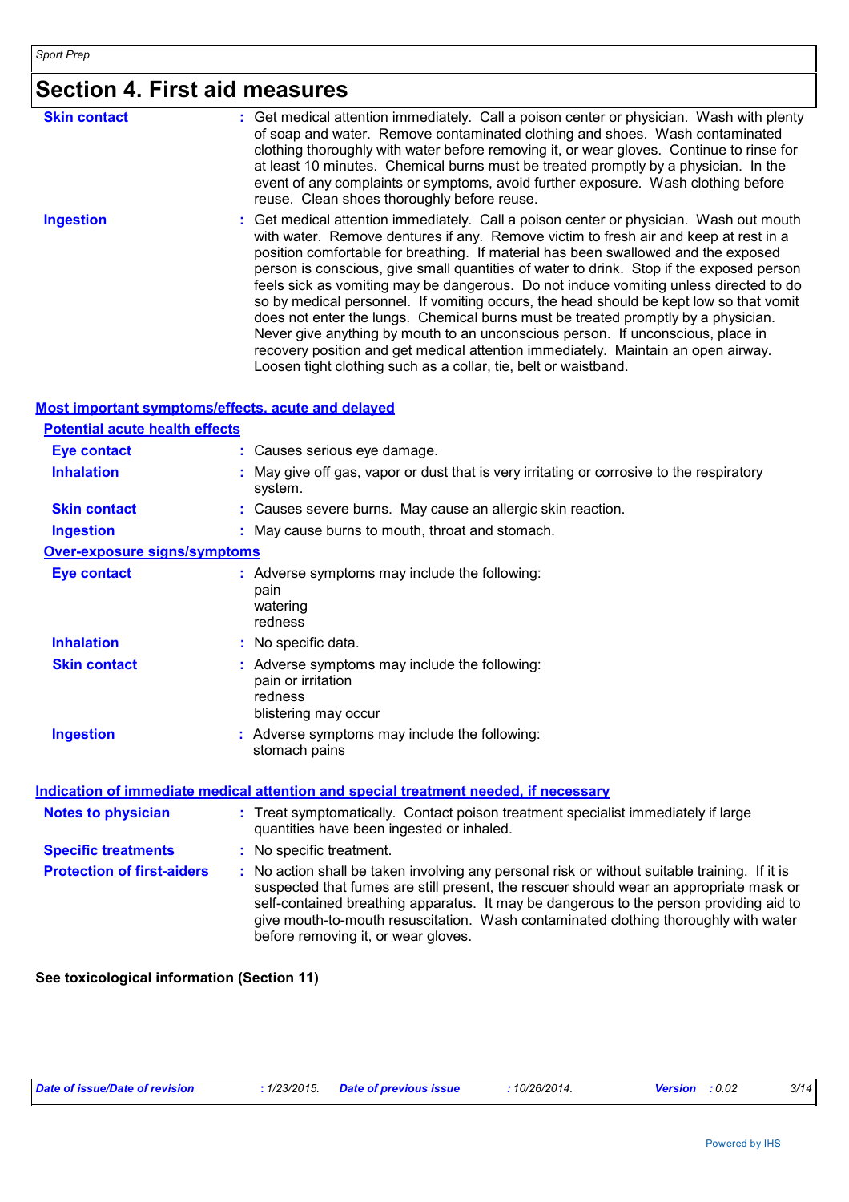# Section 4. First aid measures

| | |
|---|---|
| **Skin contact** | Get medical attention immediately. Call a poison center or physician. Wash with plenty of soap and water. Remove contaminated clothing and shoes. Wash contaminated clothing thoroughly with water before removing it, or wear gloves. Continue to rinse for at least 10 minutes. Chemical burns must be treated promptly by a physician. In the event of any complaints or symptoms, avoid further exposure. Wash clothing before reuse. Clean shoes thoroughly before reuse. |
| **Ingestion** | Get medical attention immediately. Call a poison center or physician. Wash out mouth with water. Remove dentures if any. Remove victim to fresh air and keep at rest in a position comfortable for breathing. If material has been swallowed and the exposed person is conscious, give small quantities of water to drink. Stop if the exposed person feels sick as vomiting may be dangerous. Do not induce vomiting unless directed to do so by medical personnel. If vomiting occurs, the head should be kept low so that vomit does not enter the lungs. Chemical burns must be treated promptly by a physician. Never give anything by mouth to an unconscious person. If unconscious, place in recovery position and get medical attention immediately. Maintain an open airway. Loosen tight clothing such as a collar, tie, belt or waistband. |

## Most important symptoms/effects, acute and delayed

### Potential acute health effects

| | |
|---|---|
| **Eye contact** | Causes serious eye damage. |
| **Inhalation** | May give off gas, vapor or dust that is very irritating or corrosive to the respiratory system. |
| **Skin contact** | Causes severe burns. May cause an allergic skin reaction. |
| **Ingestion** | May cause burns to mouth, throat and stomach. |

### Over-exposure signs/symptoms

| | |
|---|---|
| **Eye contact** | Adverse symptoms may include the following:<br>pain<br>watering<br>redness |
| **Inhalation** | No specific data. |
| **Skin contact** | Adverse symptoms may include the following:<br>pain or irritation<br>redness<br>blistering may occur |
| **Ingestion** | Adverse symptoms may include the following:<br>stomach pains |

## Indication of immediate medical attention and special treatment needed, if necessary

| | |
|---|---|
| **Notes to physician** | Treat symptomatically. Contact poison treatment specialist immediately if large quantities have been ingested or inhaled. |
| **Specific treatments** | No specific treatment. |
| **Protection of first-aiders** | No action shall be taken involving any personal risk or without suitable training. If it is suspected that fumes are still present, the rescuer should wear an appropriate mask or self-contained breathing apparatus. It may be dangerous to the person providing aid to give mouth-to-mouth resuscitation. Wash contaminated clothing thoroughly with water before removing it, or wear gloves. |

**See toxicological information (Section 11)**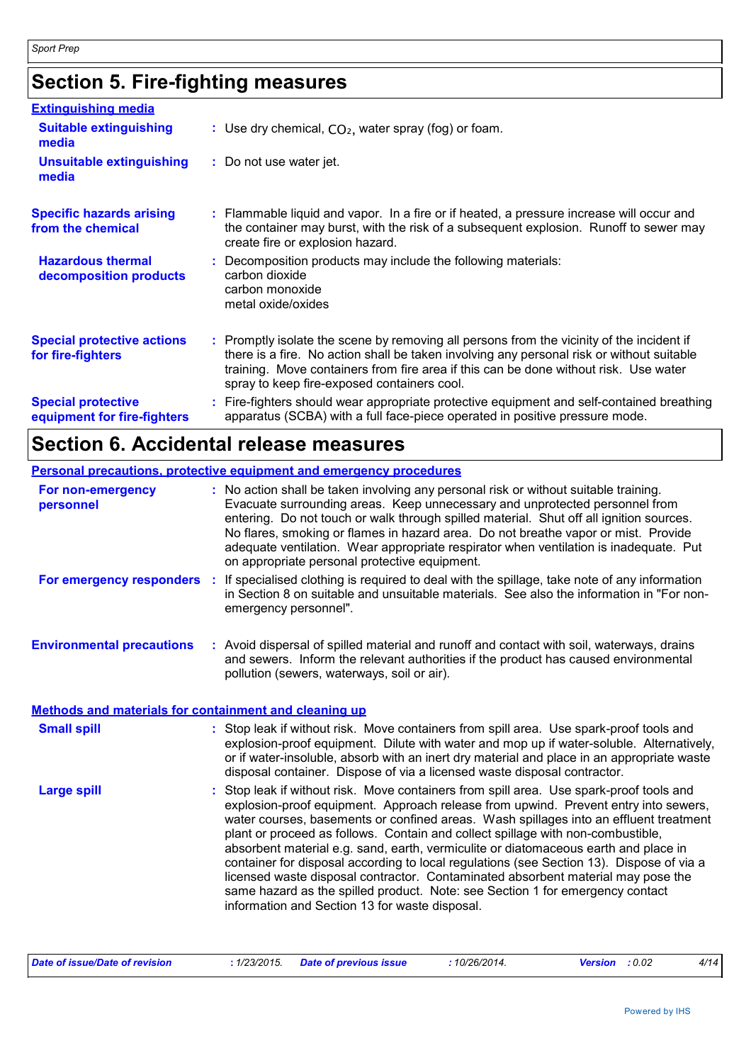## Section 5. Fire-fighting measures

### Extinguishing media

**Suitable extinguishing media** : Use dry chemical, $CO_2$, water spray (fog) or foam.

**Unsuitable extinguishing media** : Do not use water jet.

**Specific hazards arising from the chemical** : Flammable liquid and vapor. In a fire or if heated, a pressure increase will occur and the container may burst, with the risk of a subsequent explosion. Runoff to sewer may create fire or explosion hazard.

**Hazardous thermal decomposition products** : Decomposition products may include the following materials:
carbon dioxide
carbon monoxide
metal oxide/oxides

**Special protective actions for fire-fighters** : Promptly isolate the scene by removing all persons from the vicinity of the incident if there is a fire. No action shall be taken involving any personal risk or without suitable training. Move containers from fire area if this can be done without risk. Use water spray to keep fire-exposed containers cool.

**Special protective equipment for fire-fighters** : Fire-fighters should wear appropriate protective equipment and self-contained breathing apparatus (SCBA) with a full face-piece operated in positive pressure mode.

## Section 6. Accidental release measures

### Personal precautions, protective equipment and emergency procedures

**For non-emergency personnel** : No action shall be taken involving any personal risk or without suitable training. Evacuate surrounding areas. Keep unnecessary and unprotected personnel from entering. Do not touch or walk through spilled material. Shut off all ignition sources. No flares, smoking or flames in hazard area. Do not breathe vapor or mist. Provide adequate ventilation. Wear appropriate respirator when ventilation is inadequate. Put on appropriate personal protective equipment.

**For emergency responders** : If specialised clothing is required to deal with the spillage, take note of any information in Section 8 on suitable and unsuitable materials. See also the information in "For non-emergency personnel".

**Environmental precautions** : Avoid dispersal of spilled material and runoff and contact with soil, waterways, drains and sewers. Inform the relevant authorities if the product has caused environmental pollution (sewers, waterways, soil or air).

### Methods and materials for containment and cleaning up

**Small spill** : Stop leak if without risk. Move containers from spill area. Use spark-proof tools and explosion-proof equipment. Dilute with water and mop up if water-soluble. Alternatively, or if water-insoluble, absorb with an inert dry material and place in an appropriate waste disposal container. Dispose of via a licensed waste disposal contractor.

**Large spill** : Stop leak if without risk. Move containers from spill area. Use spark-proof tools and explosion-proof equipment. Approach release from upwind. Prevent entry into sewers, water courses, basements or confined areas. Wash spillages into an effluent treatment plant or proceed as follows. Contain and collect spillage with non-combustible, absorbent material e.g. sand, earth, vermiculite or diatomaceous earth and place in container for disposal according to local regulations (see Section 13). Dispose of via a licensed waste disposal contractor. Contaminated absorbent material may pose the same hazard as the spilled product. Note: see Section 1 for emergency contact information and Section 13 for waste disposal.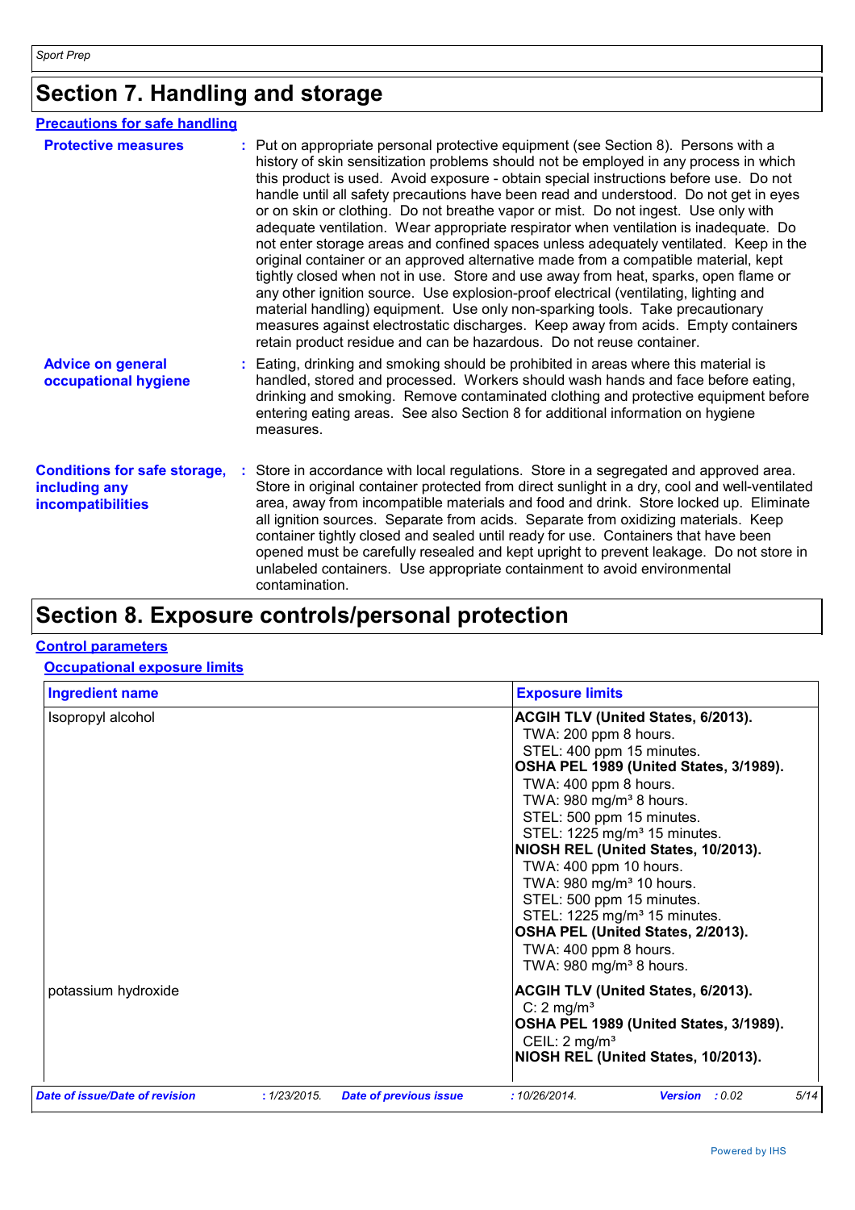## Section 7. Handling and storage

**Precautions for safe handling**

**Protective measures** : Put on appropriate personal protective equipment (see Section 8). Persons with a history of skin sensitization problems should not be employed in any process in which this product is used. Avoid exposure - obtain special instructions before use. Do not handle until all safety precautions have been read and understood. Do not get in eyes or on skin or clothing. Do not breathe vapor or mist. Do not ingest. Use only with adequate ventilation. Wear appropriate respirator when ventilation is inadequate. Do not enter storage areas and confined spaces unless adequately ventilated. Keep in the original container or an approved alternative made from a compatible material, kept tightly closed when not in use. Store and use away from heat, sparks, open flame or any other ignition source. Use explosion-proof electrical (ventilating, lighting and material handling) equipment. Use only non-sparking tools. Take precautionary measures against electrostatic discharges. Keep away from acids. Empty containers retain product residue and can be hazardous. Do not reuse container.

**Advice on general occupational hygiene** : Eating, drinking and smoking should be prohibited in areas where this material is handled, stored and processed. Workers should wash hands and face before eating, drinking and smoking. Remove contaminated clothing and protective equipment before entering eating areas. See also Section 8 for additional information on hygiene measures.

**Conditions for safe storage, including any incompatibilities** : Store in accordance with local regulations. Store in a segregated and approved area. Store in original container protected from direct sunlight in a dry, cool and well-ventilated area, away from incompatible materials and food and drink. Store locked up. Eliminate all ignition sources. Separate from acids. Separate from oxidizing materials. Keep container tightly closed and sealed until ready for use. Containers that have been opened must be carefully resealed and kept upright to prevent leakage. Do not store in unlabeled containers. Use appropriate containment to avoid environmental contamination.

## Section 8. Exposure controls/personal protection

**Control parameters**

**Occupational exposure limits**

| Ingredient name | Exposure limits |
|---|---|
| Isopropyl alcohol | **ACGIH TLV (United States, 6/2013).**<br>TWA: 200 ppm 8 hours.<br>STEL: 400 ppm 15 minutes.<br>**OSHA PEL 1989 (United States, 3/1989).**<br>TWA: 400 ppm 8 hours.<br>TWA: 980 mg/m³ 8 hours.<br>STEL: 500 ppm 15 minutes.<br>STEL: 1225 mg/m³ 15 minutes.<br>**NIOSH REL (United States, 10/2013).**<br>TWA: 400 ppm 10 hours.<br>TWA: 980 mg/m³ 10 hours.<br>STEL: 500 ppm 15 minutes.<br>STEL: 1225 mg/m³ 15 minutes.<br>**OSHA PEL (United States, 2/2013).**<br>TWA: 400 ppm 8 hours.<br>TWA: 980 mg/m³ 8 hours. |
| potassium hydroxide | **ACGIH TLV (United States, 6/2013).**<br>C: 2 mg/m³<br>**OSHA PEL 1989 (United States, 3/1989).**<br>CEIL: 2 mg/m³<br>**NIOSH REL (United States, 10/2013).** |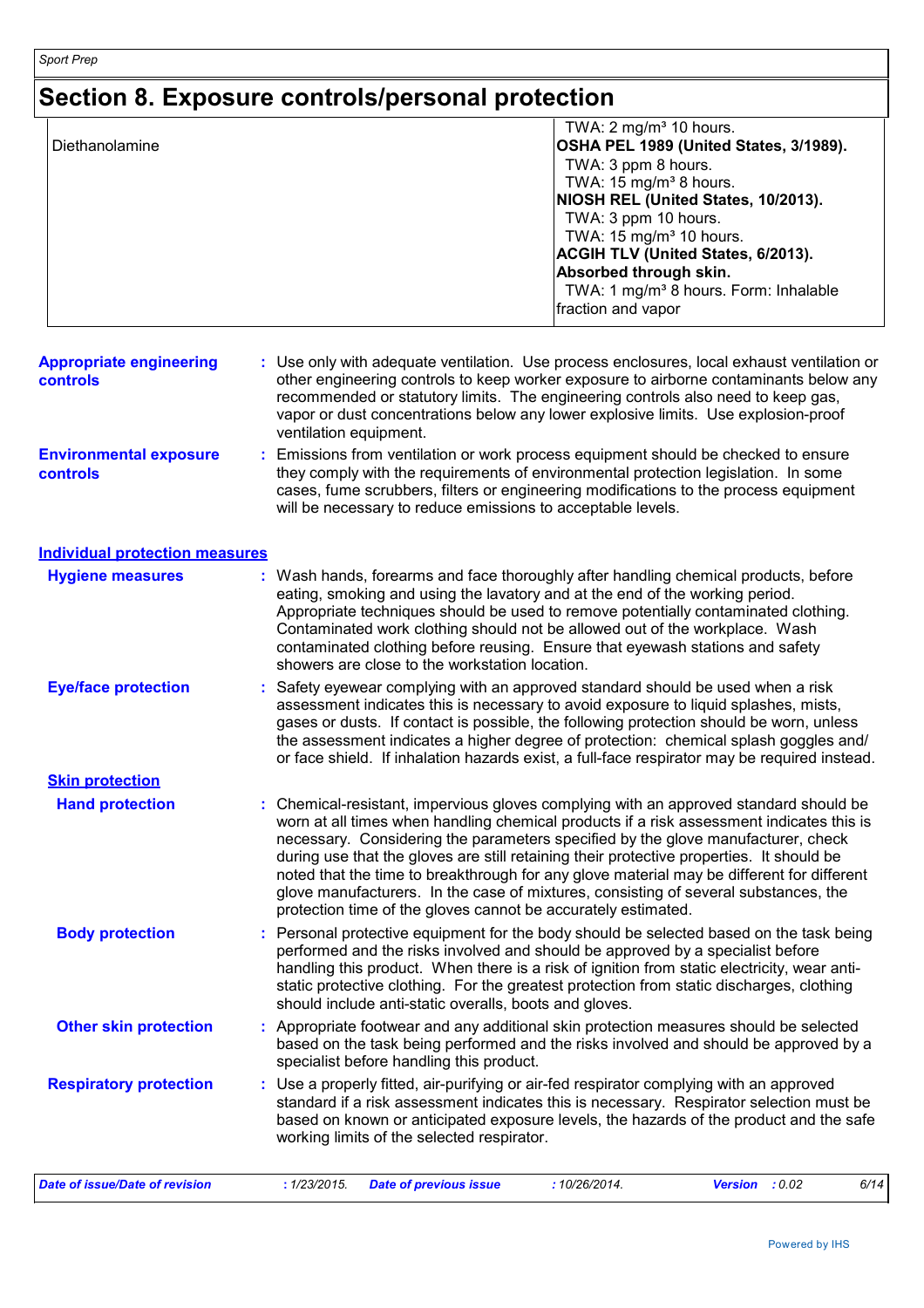# Section 8. Exposure controls/personal protection

| | |
|---|---|
| Diethanolamine | TWA: 2 mg/m³ 10 hours.<br>**OSHA PEL 1989 (United States, 3/1989).**<br>TWA: 3 ppm 8 hours.<br>TWA: 15 mg/m³ 8 hours.<br>**NIOSH REL (United States, 10/2013).**<br>TWA: 3 ppm 10 hours.<br>TWA: 15 mg/m³ 10 hours.<br>**ACGIH TLV (United States, 6/2013).**<br>**Absorbed through skin.**<br>TWA: 1 mg/m³ 8 hours. Form: Inhalable fraction and vapor |

**Appropriate engineering controls** : Use only with adequate ventilation. Use process enclosures, local exhaust ventilation or other engineering controls to keep worker exposure to airborne contaminants below any recommended or statutory limits. The engineering controls also need to keep gas, vapor or dust concentrations below any lower explosive limits. Use explosion-proof ventilation equipment.

**Environmental exposure controls** : Emissions from ventilation or work process equipment should be checked to ensure they comply with the requirements of environmental protection legislation. In some cases, fume scrubbers, filters or engineering modifications to the process equipment will be necessary to reduce emissions to acceptable levels.

## Individual protection measures

**Hygiene measures** : Wash hands, forearms and face thoroughly after handling chemical products, before eating, smoking and using the lavatory and at the end of the working period. Appropriate techniques should be used to remove potentially contaminated clothing. Contaminated work clothing should not be allowed out of the workplace. Wash contaminated clothing before reusing. Ensure that eyewash stations and safety showers are close to the workstation location.

**Eye/face protection** : Safety eyewear complying with an approved standard should be used when a risk assessment indicates this is necessary to avoid exposure to liquid splashes, mists, gases or dusts. If contact is possible, the following protection should be worn, unless the assessment indicates a higher degree of protection: chemical splash goggles and/ or face shield. If inhalation hazards exist, a full-face respirator may be required instead.

### Skin protection

**Hand protection** : Chemical-resistant, impervious gloves complying with an approved standard should be worn at all times when handling chemical products if a risk assessment indicates this is necessary. Considering the parameters specified by the glove manufacturer, check during use that the gloves are still retaining their protective properties. It should be noted that the time to breakthrough for any glove material may be different for different glove manufacturers. In the case of mixtures, consisting of several substances, the protection time of the gloves cannot be accurately estimated.

**Body protection** : Personal protective equipment for the body should be selected based on the task being performed and the risks involved and should be approved by a specialist before handling this product. When there is a risk of ignition from static electricity, wear anti-static protective clothing. For the greatest protection from static discharges, clothing should include anti-static overalls, boots and gloves.

**Other skin protection** : Appropriate footwear and any additional skin protection measures should be selected based on the task being performed and the risks involved and should be approved by a specialist before handling this product.

**Respiratory protection** : Use a properly fitted, air-purifying or air-fed respirator complying with an approved standard if a risk assessment indicates this is necessary. Respirator selection must be based on known or anticipated exposure levels, the hazards of the product and the safe working limits of the selected respirator.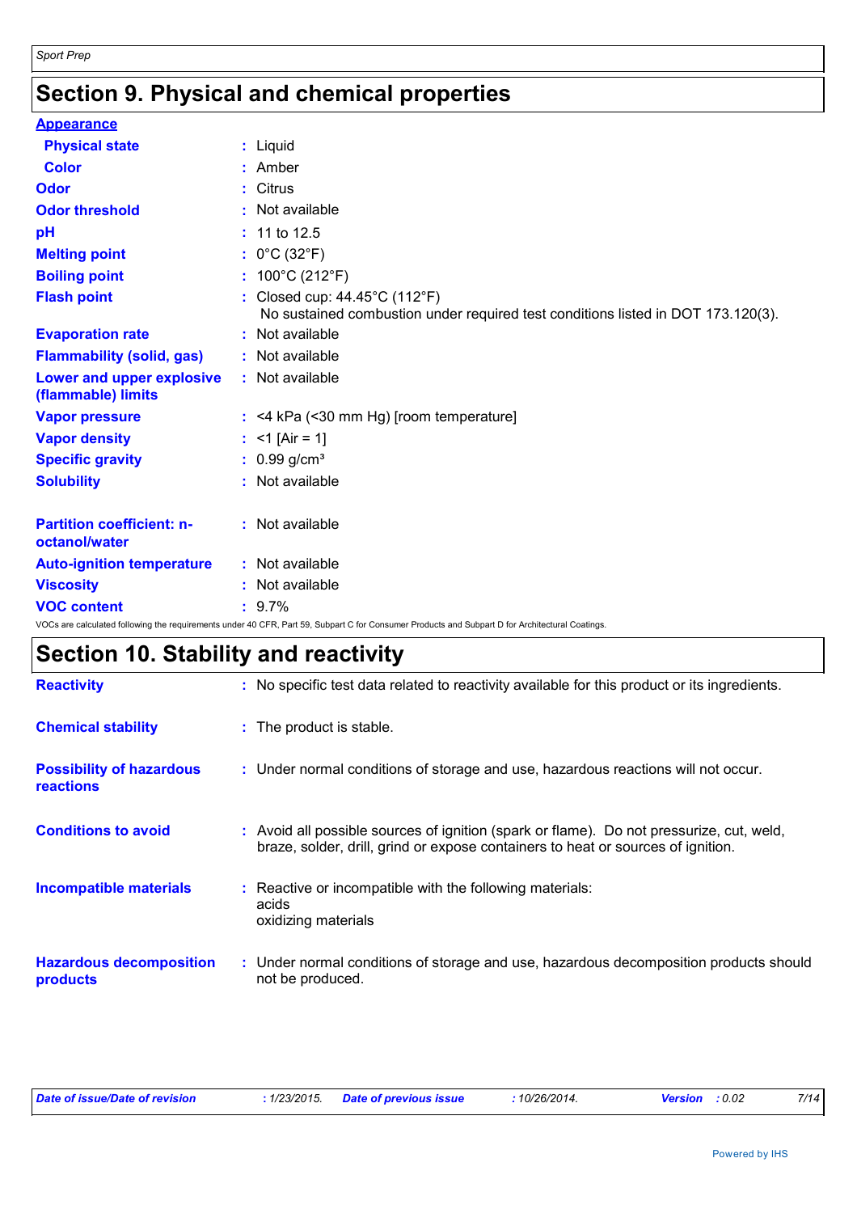# Section 9. Physical and chemical properties

**Appearance**

| | | |
|---|---|---|
| **Physical state** | : | Liquid |
| **Color** | : | Amber |
| **Odor** | : | Citrus |
| **Odor threshold** | : | Not available |
| **pH** | : | 11 to 12.5 |
| **Melting point** | : | 0°C (32°F) |
| **Boiling point** | : | 100°C (212°F) |
| **Flash point** | : | Closed cup: 44.45°C (112°F)<br>No sustained combustion under required test conditions listed in DOT 173.120(3). |
| **Evaporation rate** | : | Not available |
| **Flammability (solid, gas)** | : | Not available |
| **Lower and upper explosive (flammable) limits** | : | Not available |
| **Vapor pressure** | : | <4 kPa (<30 mm Hg) [room temperature] |
| **Vapor density** | : | <1 [Air = 1] |
| **Specific gravity** | : | 0.99 g/cm³ |
| **Solubility** | : | Not available |
| **Partition coefficient: n-octanol/water** | : | Not available |
| **Auto-ignition temperature** | : | Not available |
| **Viscosity** | : | Not available |
| **VOC content** | : | 9.7% |

VOCs are calculated following the requirements under 40 CFR, Part 59, Subpart C for Consumer Products and Subpart D for Architectural Coatings.

# Section 10. Stability and reactivity

| | | |
|---|---|---|
| **Reactivity** | : | No specific test data related to reactivity available for this product or its ingredients. |
| **Chemical stability** | : | The product is stable. |
| **Possibility of hazardous reactions** | : | Under normal conditions of storage and use, hazardous reactions will not occur. |
| **Conditions to avoid** | : | Avoid all possible sources of ignition (spark or flame). Do not pressurize, cut, weld, braze, solder, drill, grind or expose containers to heat or sources of ignition. |
| **Incompatible materials** | : | Reactive or incompatible with the following materials:<br>acids<br>oxidizing materials |
| **Hazardous decomposition products** | : | Under normal conditions of storage and use, hazardous decomposition products should not be produced. |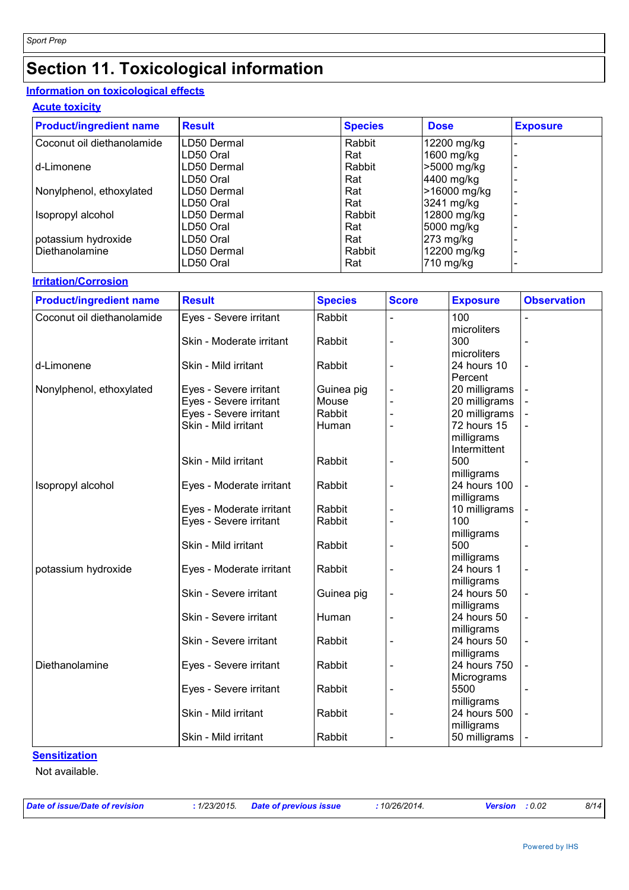# Section 11. Toxicological information

## Information on toxicological effects

### Acute toxicity

| Product/ingredient name | Result | Species | Dose | Exposure |
|---|---|---|---|---|
| Coconut oil diethanolamide | LD50 Dermal | Rabbit | 12200 mg/kg | - |
| | LD50 Oral | Rat | 1600 mg/kg | - |
| d-Limonene | LD50 Dermal | Rabbit | >5000 mg/kg | - |
| | LD50 Oral | Rat | 4400 mg/kg | - |
| Nonylphenol, ethoxylated | LD50 Dermal | Rat | >16000 mg/kg | - |
| | LD50 Oral | Rat | 3241 mg/kg | - |
| Isopropyl alcohol | LD50 Dermal | Rabbit | 12800 mg/kg | - |
| | LD50 Oral | Rat | 5000 mg/kg | - |
| potassium hydroxide | LD50 Oral | Rat | 273 mg/kg | - |
| Diethanolamine | LD50 Dermal | Rabbit | 12200 mg/kg | - |
| | LD50 Oral | Rat | 710 mg/kg | - |

### Irritation/Corrosion

| Product/ingredient name | Result | Species | Score | Exposure | Observation |
|---|---|---|---|---|---|
| Coconut oil diethanolamide | Eyes - Severe irritant | Rabbit | - | 100 microliters | - |
| | Skin - Moderate irritant | Rabbit | - | 300 microliters | - |
| d-Limonene | Skin - Mild irritant | Rabbit | - | 24 hours 10 Percent | - |
| Nonylphenol, ethoxylated | Eyes - Severe irritant | Guinea pig | - | 20 milligrams | - |
| | Eyes - Severe irritant | Mouse | - | 20 milligrams | - |
| | Eyes - Severe irritant | Rabbit | - | 20 milligrams | - |
| | Skin - Mild irritant | Human | - | 72 hours 15 milligrams Intermittent | - |
| | Skin - Mild irritant | Rabbit | - | 500 milligrams | - |
| Isopropyl alcohol | Eyes - Moderate irritant | Rabbit | - | 24 hours 100 milligrams | - |
| | Eyes - Moderate irritant | Rabbit | - | 10 milligrams | - |
| | Eyes - Severe irritant | Rabbit | - | 100 milligrams | - |
| | Skin - Mild irritant | Rabbit | - | 500 milligrams | - |
| potassium hydroxide | Eyes - Moderate irritant | Rabbit | - | 24 hours 1 milligrams | - |
| | Skin - Severe irritant | Guinea pig | - | 24 hours 50 milligrams | - |
| | Skin - Severe irritant | Human | - | 24 hours 50 milligrams | - |
| | Skin - Severe irritant | Rabbit | - | 24 hours 50 milligrams | - |
| Diethanolamine | Eyes - Severe irritant | Rabbit | - | 24 hours 750 Micrograms | - |
| | Eyes - Severe irritant | Rabbit | - | 5500 milligrams | - |
| | Skin - Mild irritant | Rabbit | - | 24 hours 500 milligrams | - |
| | Skin - Mild irritant | Rabbit | - | 50 milligrams | - |

### Sensitization

Not available.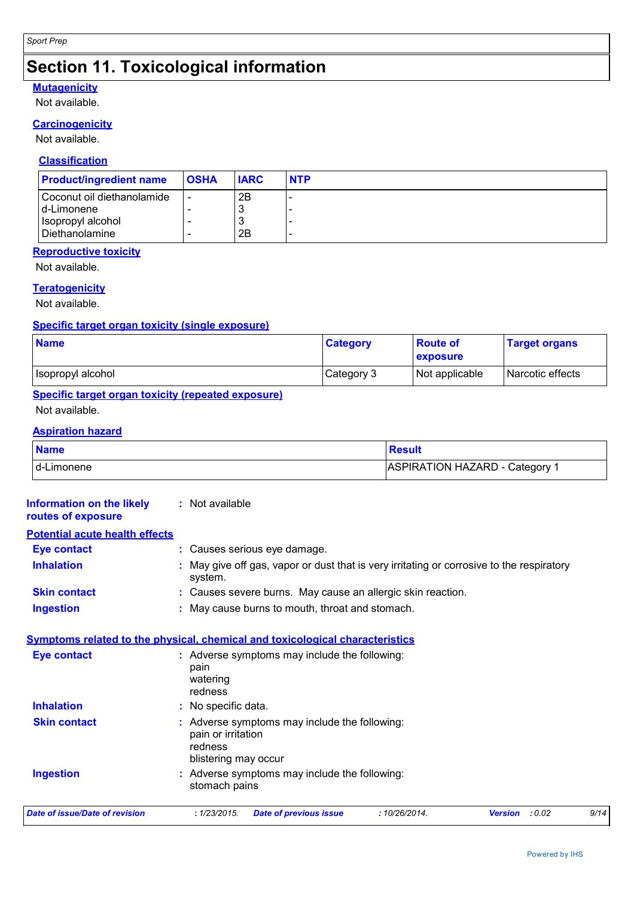# Section 11. Toxicological information

### Mutagenicity

Not available.

### Carcinogenicity

Not available.

### Classification

| Product/ingredient name | OSHA | IARC | NTP |
|---|---|---|---|
| Coconut oil diethanolamide | - | 2B | - |
| d-Limonene | - | 3 | - |
| Isopropyl alcohol | - | 3 | - |
| Diethanolamine | - | 2B | - |

### Reproductive toxicity

Not available.

### Teratogenicity

Not available.

### Specific target organ toxicity (single exposure)

| Name | Category | Route of exposure | Target organs |
|---|---|---|---|
| Isopropyl alcohol | Category 3 | Not applicable | Narcotic effects |

### Specific target organ toxicity (repeated exposure)

Not available.

### Aspiration hazard

| Name | Result |
|---|---|
| d-Limonene | ASPIRATION HAZARD - Category 1 |

**Information on the likely routes of exposure** : Not available

### Potential acute health effects

**Eye contact** : Causes serious eye damage.

**Inhalation** : May give off gas, vapor or dust that is very irritating or corrosive to the respiratory system.

**Skin contact** : Causes severe burns. May cause an allergic skin reaction.

**Ingestion** : May cause burns to mouth, throat and stomach.

### Symptoms related to the physical, chemical and toxicological characteristics

**Eye contact** : Adverse symptoms may include the following:
pain
watering
redness

**Inhalation** : No specific data.

**Skin contact** : Adverse symptoms may include the following:
pain or irritation
redness
blistering may occur

**Ingestion** : Adverse symptoms may include the following:
stomach pains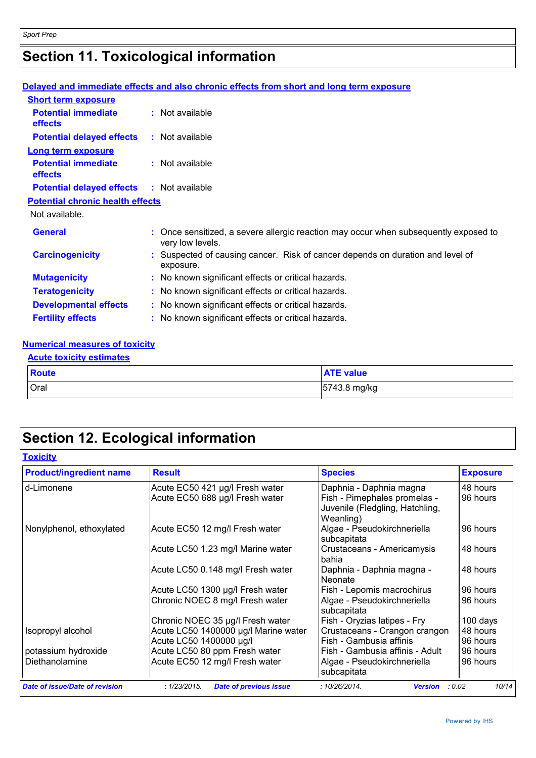# Section 11. Toxicological information

**Delayed and immediate effects and also chronic effects from short and long term exposure**

**Short term exposure**

**Potential immediate effects** : Not available

**Potential delayed effects** : Not available

**Long term exposure**

**Potential immediate effects** : Not available

**Potential delayed effects** : Not available

**Potential chronic health effects**

Not available.

**General** : Once sensitized, a severe allergic reaction may occur when subsequently exposed to very low levels.

**Carcinogenicity** : Suspected of causing cancer. Risk of cancer depends on duration and level of exposure.

**Mutagenicity** : No known significant effects or critical hazards.

**Teratogenicity** : No known significant effects or critical hazards.

**Developmental effects** : No known significant effects or critical hazards.

**Fertility effects** : No known significant effects or critical hazards.

**Numerical measures of toxicity**

**Acute toxicity estimates**

| Route | ATE value |
|---|---|
| Oral | 5743.8 mg/kg |

# Section 12. Ecological information

**Toxicity**

| Product/ingredient name | Result | Species | Exposure |
|---|---|---|---|
| d-Limonene | Acute EC50 421 µg/l Fresh water | Daphnia - Daphnia magna | 48 hours |
| | Acute EC50 688 µg/l Fresh water | Fish - Pimephales promelas - Juvenile (Fledgling, Hatchling, Weanling) | 96 hours |
| Nonylphenol, ethoxylated | Acute EC50 12 mg/l Fresh water | Algae - Pseudokirchneriella subcapitata | 96 hours |
| | Acute LC50 1.23 mg/l Marine water | Crustaceans - Americamysis bahia | 48 hours |
| | Acute LC50 0.148 mg/l Fresh water | Daphnia - Daphnia magna - Neonate | 48 hours |
| | Acute LC50 1300 µg/l Fresh water | Fish - Lepomis macrochirus | 96 hours |
| | Chronic NOEC 8 mg/l Fresh water | Algae - Pseudokirchneriella subcapitata | 96 hours |
| | Chronic NOEC 35 µg/l Fresh water | Fish - Oryzias latipes - Fry | 100 days |
| Isopropyl alcohol | Acute LC50 1400000 µg/l Marine water | Crustaceans - Crangon crangon | 48 hours |
| | Acute LC50 1400000 µg/l | Fish - Gambusia affinis | 96 hours |
| potassium hydroxide | Acute LC50 80 ppm Fresh water | Fish - Gambusia affinis - Adult | 96 hours |
| Diethanolamine | Acute EC50 12 mg/l Fresh water | Algae - Pseudokirchneriella subcapitata | 96 hours |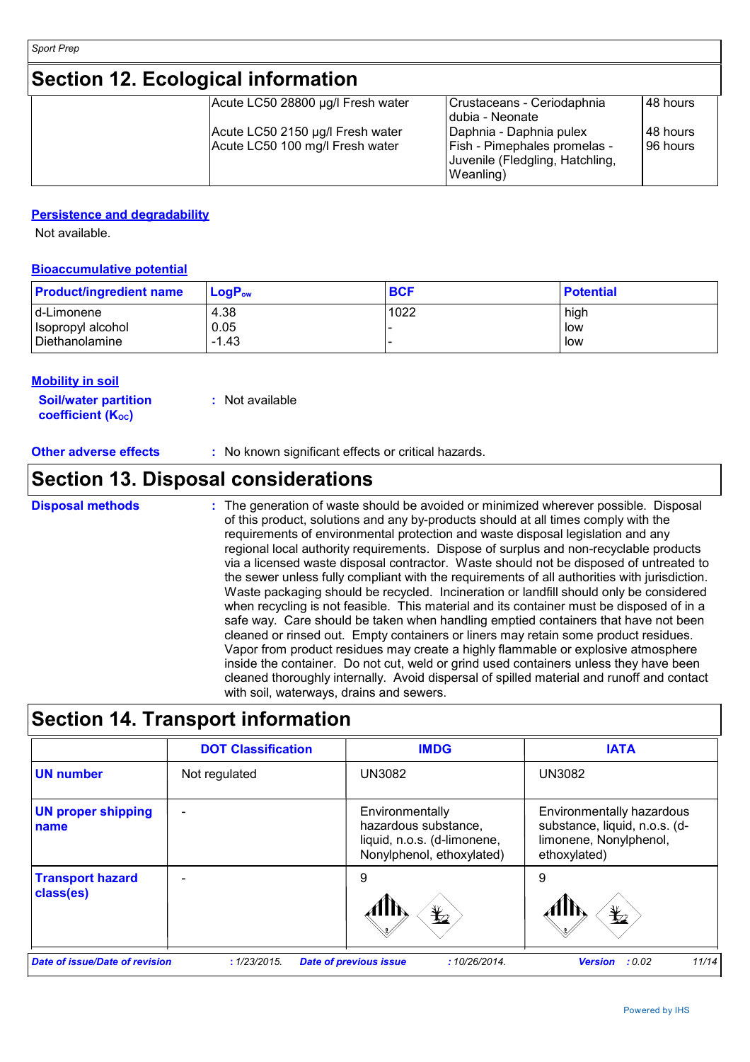## Section 12. Ecological information

| | | | |
|---|---|---|---|
| | Acute LC50 28800 µg/l Fresh water | Crustaceans - Ceriodaphnia dubia - Neonate | 48 hours |
| | Acute LC50 2150 µg/l Fresh water | Daphnia - Daphnia pulex | 48 hours |
| | Acute LC50 100 mg/l Fresh water | Fish - Pimephales promelas - Juvenile (Fledgling, Hatchling, Weanling) | 96 hours |

**Persistence and degradability**

Not available.

**Bioaccumulative potential**

| Product/ingredient name | $LogP_{ow}$ | BCF | Potential |
|---|---|---|---|
| d-Limonene | 4.38 | 1022 | high |
| Isopropyl alcohol | 0.05 | - | low |
| Diethanolamine | -1.43 | - | low |

**Mobility in soil**

**Soil/water partition coefficient ($K_{OC}$)** : Not available

**Other adverse effects** : No known significant effects or critical hazards.

## Section 13. Disposal considerations

**Disposal methods** : The generation of waste should be avoided or minimized wherever possible. Disposal of this product, solutions and any by-products should at all times comply with the requirements of environmental protection and waste disposal legislation and any regional local authority requirements. Dispose of surplus and non-recyclable products via a licensed waste disposal contractor. Waste should not be disposed of untreated to the sewer unless fully compliant with the requirements of all authorities with jurisdiction. Waste packaging should be recycled. Incineration or landfill should only be considered when recycling is not feasible. This material and its container must be disposed of in a safe way. Care should be taken when handling emptied containers that have not been cleaned or rinsed out. Empty containers or liners may retain some product residues. Vapor from product residues may create a highly flammable or explosive atmosphere inside the container. Do not cut, weld or grind used containers unless they have been cleaned thoroughly internally. Avoid dispersal of spilled material and runoff and contact with soil, waterways, drains and sewers.

## Section 14. Transport information

| | DOT Classification | IMDG | IATA |
|---|---|---|---|
| **UN number** | Not regulated | UN3082 | UN3082 |
| **UN proper shipping name** | - | Environmentally hazardous substance, liquid, n.o.s. (d-limonene, Nonylphenol, ethoxylated) | Environmentally hazardous substance, liquid, n.o.s. (d-limonene, Nonylphenol, ethoxylated) |
| **Transport hazard class(es)** | - | 9 | 9 |

*Date of issue/Date of revision* : 1/23/2015. *Date of previous issue* : 10/26/2014. *Version* : 0.02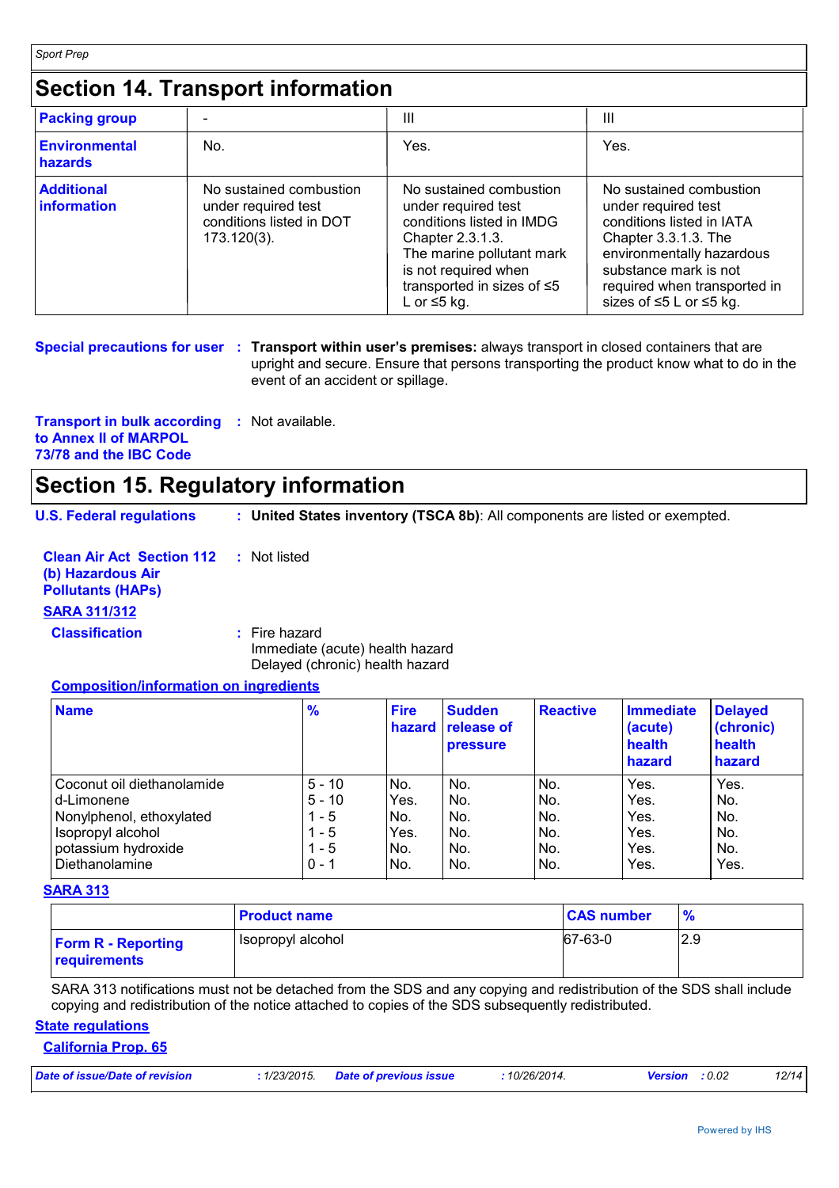## Section 14. Transport information

| Packing group | - | III | III |
|---|---|---|---|
| Environmental hazards | No. | Yes. | Yes. |
| Additional information | No sustained combustion under required test conditions listed in DOT 173.120(3). | No sustained combustion under required test conditions listed in IMDG Chapter 2.3.1.3. The marine pollutant mark is not required when transported in sizes of ≤5 L or ≤5 kg. | No sustained combustion under required test conditions listed in IATA Chapter 3.3.1.3. The environmentally hazardous substance mark is not required when transported in sizes of ≤5 L or ≤5 kg. |

**Special precautions for user** : **Transport within user's premises:** always transport in closed containers that are upright and secure. Ensure that persons transporting the product know what to do in the event of an accident or spillage.

**Transport in bulk according to Annex II of MARPOL 73/78 and the IBC Code** : Not available.

## Section 15. Regulatory information

**U.S. Federal regulations** : **United States inventory (TSCA 8b)**: All components are listed or exempted.

**Clean Air Act Section 112 (b) Hazardous Air Pollutants (HAPs)** : Not listed

**SARA 311/312**

**Classification** : Fire hazard
Immediate (acute) health hazard
Delayed (chronic) health hazard

**Composition/information on ingredients**

| Name | % | Fire hazard | Sudden release of pressure | Reactive | Immediate (acute) health hazard | Delayed (chronic) health hazard |
|---|---|---|---|---|---|---|
| Coconut oil diethanolamide | 5 - 10 | No. | No. | No. | Yes. | Yes. |
| d-Limonene | 5 - 10 | Yes. | No. | No. | Yes. | No. |
| Nonylphenol, ethoxylated | 1 - 5 | No. | No. | No. | Yes. | No. |
| Isopropyl alcohol | 1 - 5 | Yes. | No. | No. | Yes. | No. |
| potassium hydroxide | 1 - 5 | No. | No. | No. | Yes. | No. |
| Diethanolamine | 0 - 1 | No. | No. | No. | Yes. | Yes. |

**SARA 313**

| | Product name | CAS number | % |
|---|---|---|---|
| **Form R - Reporting requirements** | Isopropyl alcohol | 67-63-0 | 2.9 |

SARA 313 notifications must not be detached from the SDS and any copying and redistribution of the SDS shall include copying and redistribution of the notice attached to copies of the SDS subsequently redistributed.

**State regulations**

**California Prop. 65**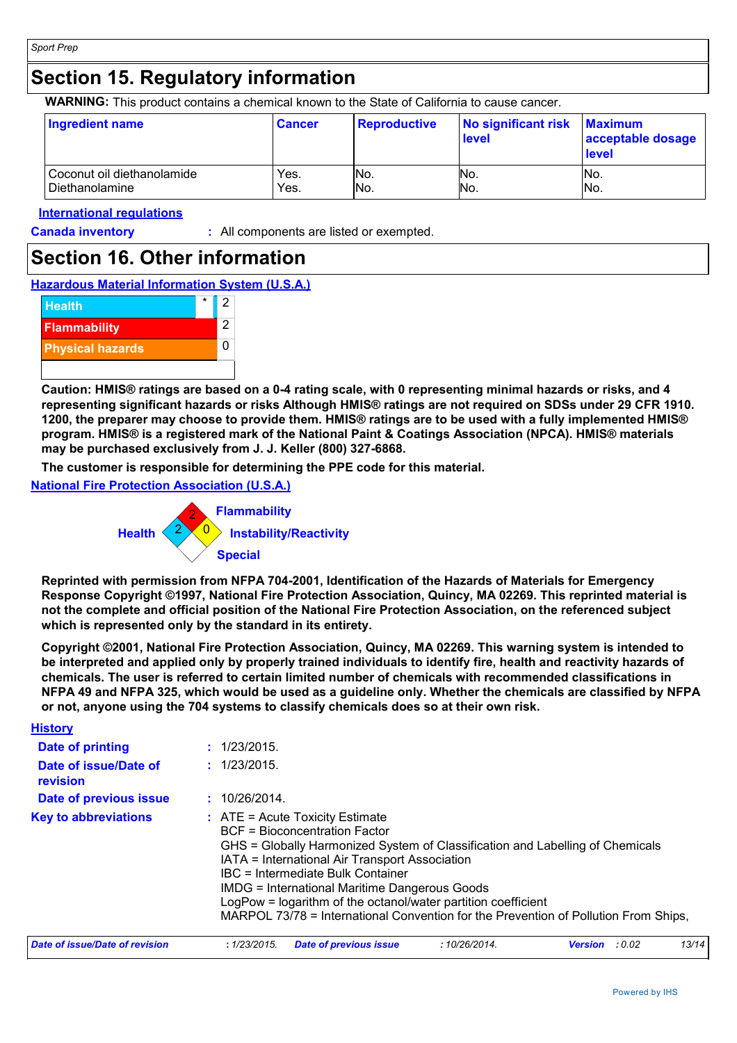## Section 15. Regulatory information

**WARNING:** This product contains a chemical known to the State of California to cause cancer.

| Ingredient name | Cancer | Reproductive | No significant risk level | Maximum acceptable dosage level |
|---|---|---|---|---|
| Coconut oil diethanolamide | Yes. | No. | No. | No. |
| Diethanolamine | Yes. | No. | No. | No. |

**International regulations**

**Canada inventory** : All components are listed or exempted.

## Section 16. Other information

**Hazardous Material Information System (U.S.A.)**

| | | |
|---|---|---|
| Health | * | 2 |
| Flammability | | 2 |
| Physical hazards | | 0 |

**Caution: HMIS® ratings are based on a 0-4 rating scale, with 0 representing minimal hazards or risks, and 4 representing significant hazards or risks Although HMIS® ratings are not required on SDSs under 29 CFR 1910. 1200, the preparer may choose to provide them. HMIS® ratings are to be used with a fully implemented HMIS® program. HMIS® is a registered mark of the National Paint & Coatings Association (NPCA). HMIS® materials may be purchased exclusively from J. J. Keller (800) 327-6868.**

**The customer is responsible for determining the PPE code for this material.**

**National Fire Protection Association (U.S.A.)**

Flammability: 2
Health: 2
Instability/Reactivity: 0
Special:

**Reprinted with permission from NFPA 704-2001, Identification of the Hazards of Materials for Emergency Response Copyright ©1997, National Fire Protection Association, Quincy, MA 02269. This reprinted material is not the complete and official position of the National Fire Protection Association, on the referenced subject which is represented only by the standard in its entirety.**

**Copyright ©2001, National Fire Protection Association, Quincy, MA 02269. This warning system is intended to be interpreted and applied only by properly trained individuals to identify fire, health and reactivity hazards of chemicals. The user is referred to certain limited number of chemicals with recommended classifications in NFPA 49 and NFPA 325, which would be used as a guideline only. Whether the chemicals are classified by NFPA or not, anyone using the 704 systems to classify chemicals does so at their own risk.**

**History**

**Date of printing** : 1/23/2015.

**Date of issue/Date of revision** : 1/23/2015.

**Date of previous issue** : 10/26/2014.

**Key to abbreviations** : ATE = Acute Toxicity Estimate
BCF = Bioconcentration Factor
GHS = Globally Harmonized System of Classification and Labelling of Chemicals
IATA = International Air Transport Association
IBC = Intermediate Bulk Container
IMDG = International Maritime Dangerous Goods
LogPow = logarithm of the octanol/water partition coefficient
MARPOL 73/78 = International Convention for the Prevention of Pollution From Ships,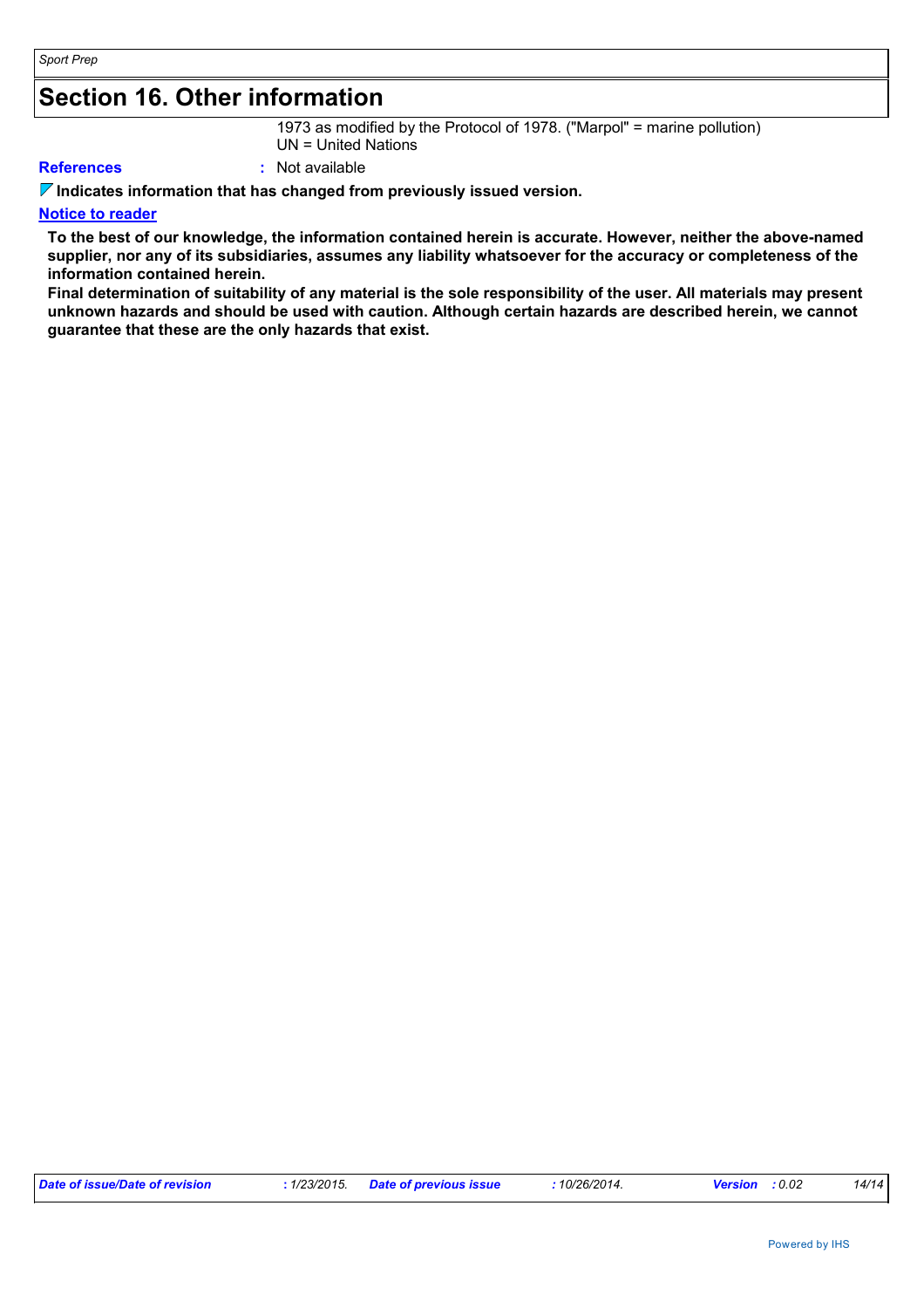## Section 16. Other information

1973 as modified by the Protocol of 1978. ("Marpol" = marine pollution)
UN = United Nations

**References** : Not available

**Indicates information that has changed from previously issued version.**

**Notice to reader**

**To the best of our knowledge, the information contained herein is accurate. However, neither the above-named supplier, nor any of its subsidiaries, assumes any liability whatsoever for the accuracy or completeness of the information contained herein.**
**Final determination of suitability of any material is the sole responsibility of the user. All materials may present unknown hazards and should be used with caution. Although certain hazards are described herein, we cannot guarantee that these are the only hazards that exist.**